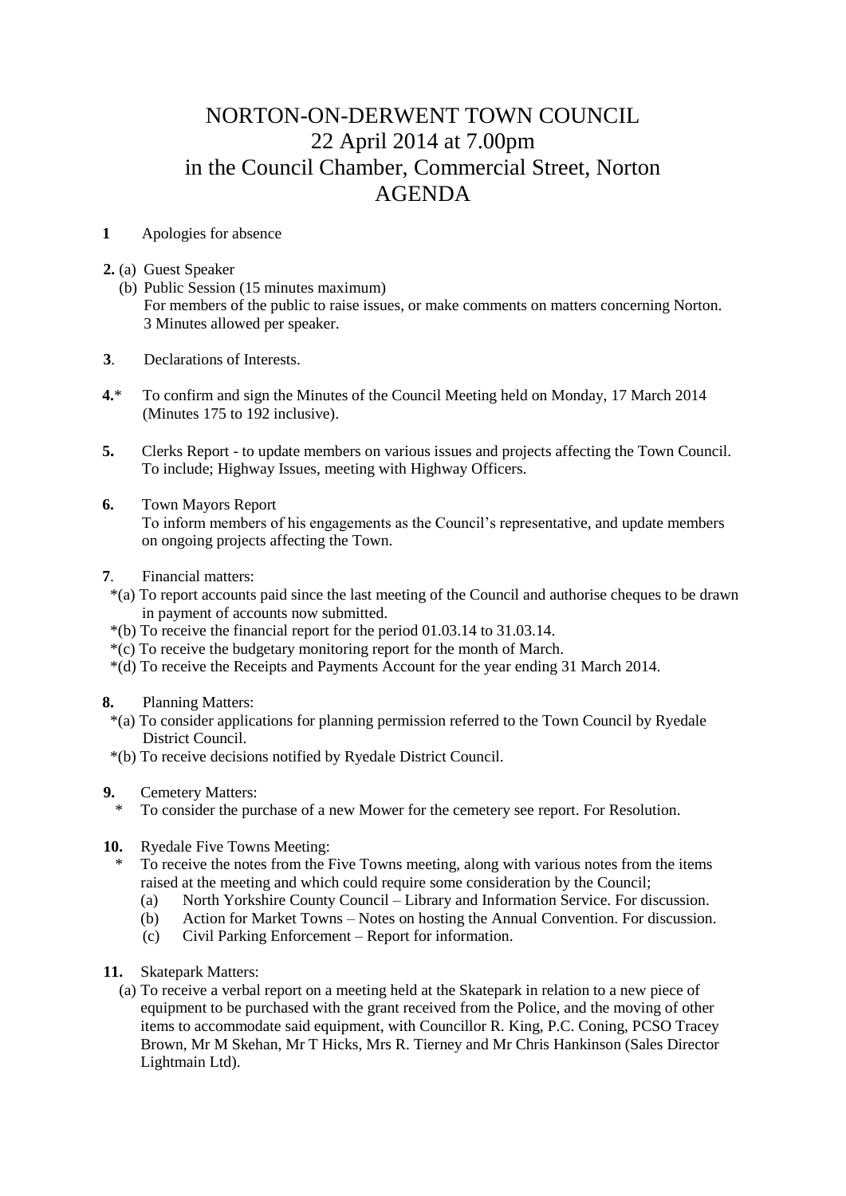# NORTON-ON-DERWENT TOWN COUNCIL
# 22 April 2014 at 7.00pm
# in the Council Chamber, Commercial Street, Norton
# AGENDA

**1** Apologies for absence

**2.** (a) Guest Speaker
(b) Public Session (15 minutes maximum)
For members of the public to raise issues, or make comments on matters concerning Norton. 3 Minutes allowed per speaker.

**3**. Declarations of Interests.

**4.*** To confirm and sign the Minutes of the Council Meeting held on Monday, 17 March 2014 (Minutes 175 to 192 inclusive).

**5.** Clerks Report - to update members on various issues and projects affecting the Town Council. To include; Highway Issues, meeting with Highway Officers.

**6.** Town Mayors Report
To inform members of his engagements as the Council's representative, and update members on ongoing projects affecting the Town.

**7**. Financial matters:
*(a) To report accounts paid since the last meeting of the Council and authorise cheques to be drawn in payment of accounts now submitted.
*(b) To receive the financial report for the period 01.03.14 to 31.03.14.
*(c) To receive the budgetary monitoring report for the month of March.
*(d) To receive the Receipts and Payments Account for the year ending 31 March 2014.

**8.** Planning Matters:
*(a) To consider applications for planning permission referred to the Town Council by Ryedale District Council.
*(b) To receive decisions notified by Ryedale District Council.

**9.** Cemetery Matters:
\* To consider the purchase of a new Mower for the cemetery see report. For Resolution.

**10.** Ryedale Five Towns Meeting:
\* To receive the notes from the Five Towns meeting, along with various notes from the items raised at the meeting and which could require some consideration by the Council;
(a) North Yorkshire County Council – Library and Information Service. For discussion.
(b) Action for Market Towns – Notes on hosting the Annual Convention. For discussion.
(c) Civil Parking Enforcement – Report for information.

**11.** Skatepark Matters:
(a) To receive a verbal report on a meeting held at the Skatepark in relation to a new piece of equipment to be purchased with the grant received from the Police, and the moving of other items to accommodate said equipment, with Councillor R. King, P.C. Coning, PCSO Tracey Brown, Mr M Skehan, Mr T Hicks, Mrs R. Tierney and Mr Chris Hankinson (Sales Director Lightmain Ltd).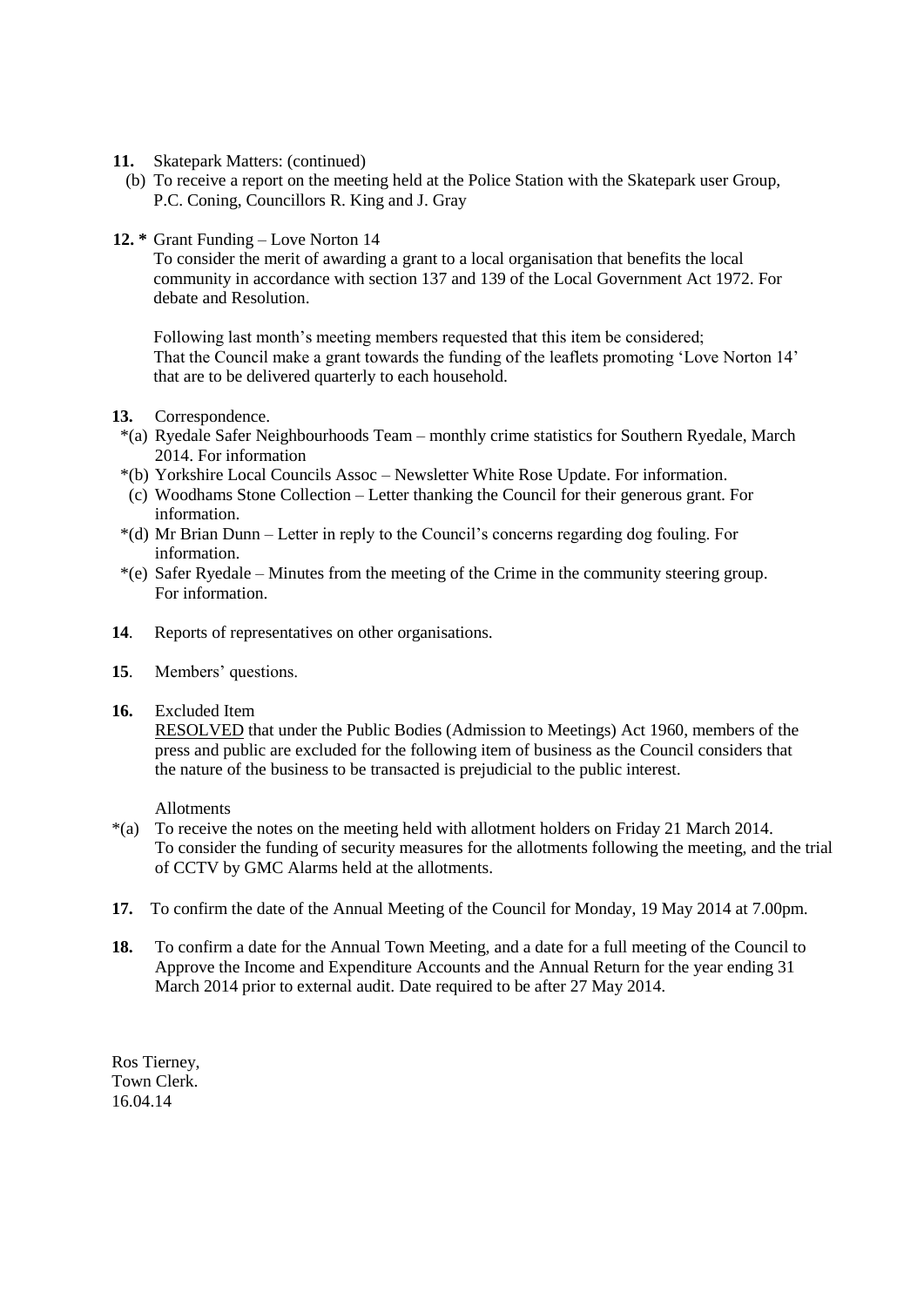**11.** Skatepark Matters: (continued)

(b) To receive a report on the meeting held at the Police Station with the Skatepark user Group, P.C. Coning, Councillors R. King and J. Gray

**12. *** Grant Funding – Love Norton 14

To consider the merit of awarding a grant to a local organisation that benefits the local community in accordance with section 137 and 139 of the Local Government Act 1972. For debate and Resolution.

Following last month's meeting members requested that this item be considered; That the Council make a grant towards the funding of the leaflets promoting 'Love Norton 14' that are to be delivered quarterly to each household.

**13.** Correspondence.

*(a) Ryedale Safer Neighbourhoods Team – monthly crime statistics for Southern Ryedale, March 2014. For information

*(b) Yorkshire Local Councils Assoc – Newsletter White Rose Update. For information.

(c) Woodhams Stone Collection – Letter thanking the Council for their generous grant. For information.

*(d) Mr Brian Dunn – Letter in reply to the Council's concerns regarding dog fouling. For information.

*(e) Safer Ryedale – Minutes from the meeting of the Crime in the community steering group. For information.

**14**. Reports of representatives on other organisations.

**15**. Members' questions.

**16.** Excluded Item

<u>RESOLVED</u> that under the Public Bodies (Admission to Meetings) Act 1960, members of the press and public are excluded for the following item of business as the Council considers that the nature of the business to be transacted is prejudicial to the public interest.

Allotments

*(a) To receive the notes on the meeting held with allotment holders on Friday 21 March 2014. To consider the funding of security measures for the allotments following the meeting, and the trial of CCTV by GMC Alarms held at the allotments.

**17.** To confirm the date of the Annual Meeting of the Council for Monday, 19 May 2014 at 7.00pm.

**18.** To confirm a date for the Annual Town Meeting, and a date for a full meeting of the Council to Approve the Income and Expenditure Accounts and the Annual Return for the year ending 31 March 2014 prior to external audit. Date required to be after 27 May 2014.

Ros Tierney,
Town Clerk.
16.04.14